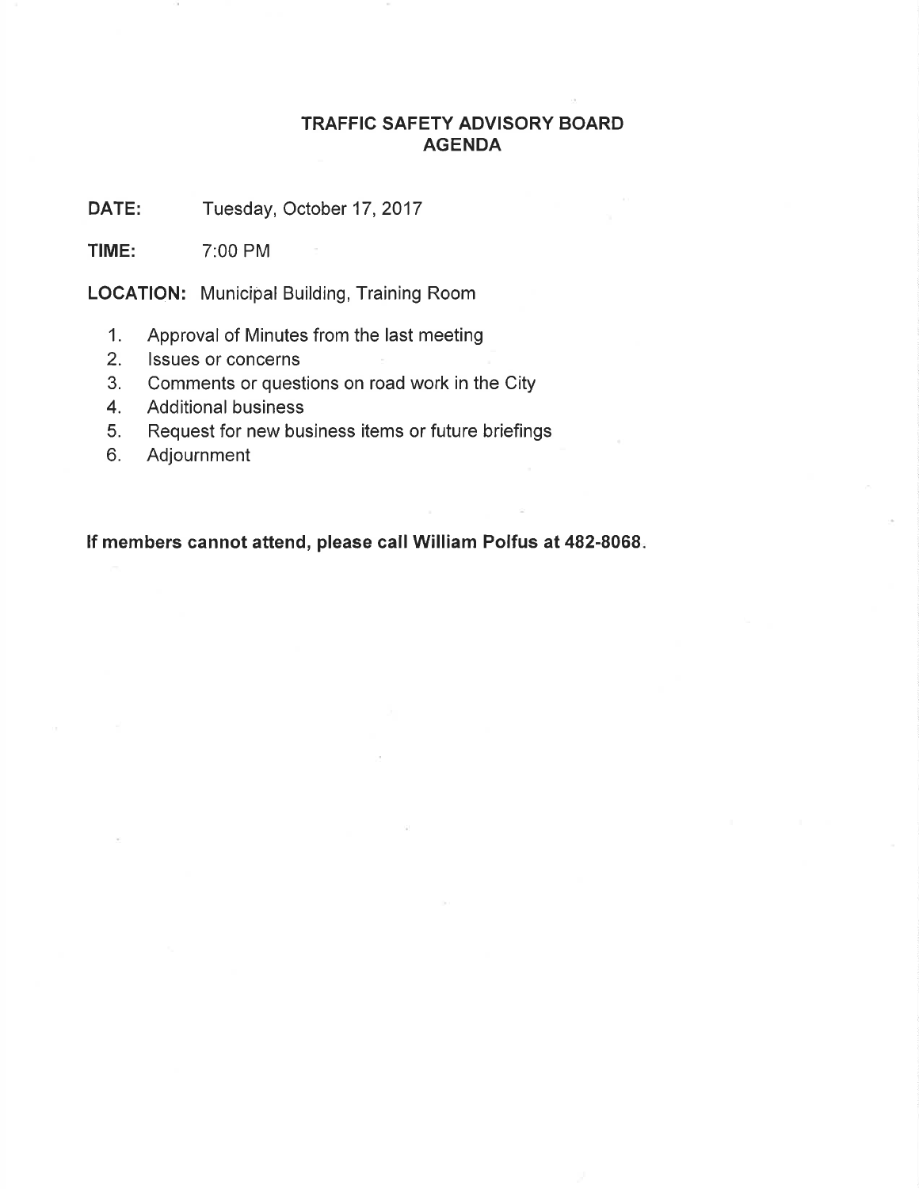# TRAFFIC SAFETY ADVISORY BOARD
# AGENDA

**DATE:** Tuesday, October 17, 2017

**TIME:** 7:00 PM

**LOCATION:** Municipal Building, Training Room

1. Approval of Minutes from the last meeting
2. Issues or concerns
3. Comments or questions on road work in the City
4. Additional business
5. Request for new business items or future briefings
6. Adjournment

**If members cannot attend, please call William Polfus at 482-8068.**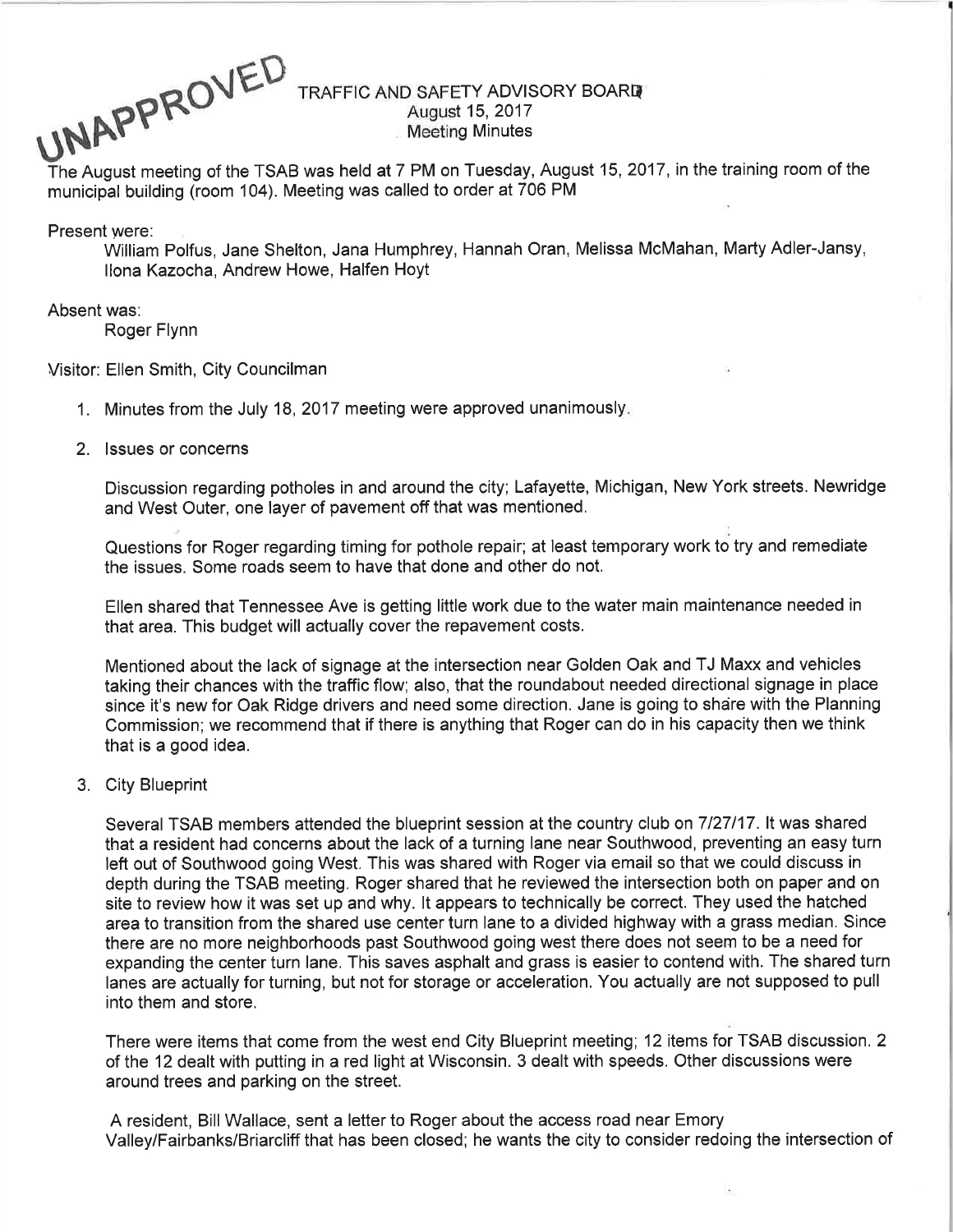UNAPPROVED

# TRAFFIC AND SAFETY ADVISORY BOARD
## August 15, 2017
## Meeting Minutes

The August meeting of the TSAB was held at 7 PM on Tuesday, August 15, 2017, in the training room of the municipal building (room 104). Meeting was called to order at 706 PM

Present were:

William Polfus, Jane Shelton, Jana Humphrey, Hannah Oran, Melissa McMahan, Marty Adler-Jansy, Ilona Kazocha, Andrew Howe, Halfen Hoyt

Absent was:

Roger Flynn

Visitor: Ellen Smith, City Councilman

1. Minutes from the July 18, 2017 meeting were approved unanimously.

2. Issues or concerns

   Discussion regarding potholes in and around the city; Lafayette, Michigan, New York streets. Newridge and West Outer, one layer of pavement off that was mentioned.

   Questions for Roger regarding timing for pothole repair; at least temporary work to try and remediate the issues. Some roads seem to have that done and other do not.

   Ellen shared that Tennessee Ave is getting little work due to the water main maintenance needed in that area. This budget will actually cover the repavement costs.

   Mentioned about the lack of signage at the intersection near Golden Oak and TJ Maxx and vehicles taking their chances with the traffic flow; also, that the roundabout needed directional signage in place since it's new for Oak Ridge drivers and need some direction. Jane is going to share with the Planning Commission; we recommend that if there is anything that Roger can do in his capacity then we think that is a good idea.

3. City Blueprint

   Several TSAB members attended the blueprint session at the country club on 7/27/17. It was shared that a resident had concerns about the lack of a turning lane near Southwood, preventing an easy turn left out of Southwood going West. This was shared with Roger via email so that we could discuss in depth during the TSAB meeting. Roger shared that he reviewed the intersection both on paper and on site to review how it was set up and why. It appears to technically be correct. They used the hatched area to transition from the shared use center turn lane to a divided highway with a grass median. Since there are no more neighborhoods past Southwood going west there does not seem to be a need for expanding the center turn lane. This saves asphalt and grass is easier to contend with. The shared turn lanes are actually for turning, but not for storage or acceleration. You actually are not supposed to pull into them and store.

   There were items that come from the west end City Blueprint meeting; 12 items for TSAB discussion. 2 of the 12 dealt with putting in a red light at Wisconsin. 3 dealt with speeds. Other discussions were around trees and parking on the street.

   A resident, Bill Wallace, sent a letter to Roger about the access road near Emory Valley/Fairbanks/Briarcliff that has been closed; he wants the city to consider redoing the intersection of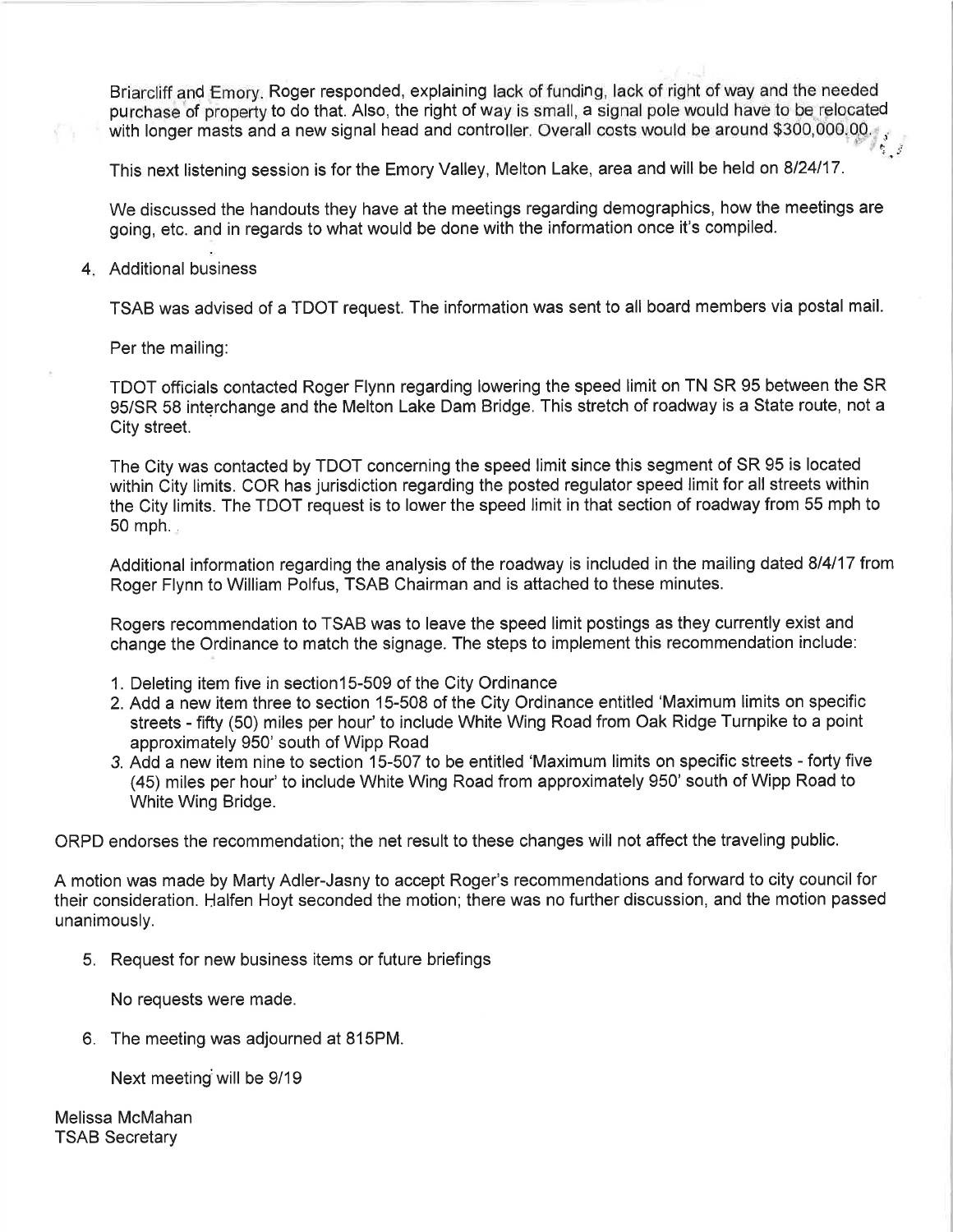Briarcliff and Emory. Roger responded, explaining lack of funding, lack of right of way and the needed purchase of property to do that. Also, the right of way is small, a signal pole would have to be relocated with longer masts and a new signal head and controller. Overall costs would be around $300,000.00.

This next listening session is for the Emory Valley, Melton Lake, area and will be held on 8/24/17.

We discussed the handouts they have at the meetings regarding demographics, how the meetings are going, etc. and in regards to what would be done with the information once it's compiled.

4. Additional business

   TSAB was advised of a TDOT request. The information was sent to all board members via postal mail.

   Per the mailing:

   TDOT officials contacted Roger Flynn regarding lowering the speed limit on TN SR 95 between the SR 95/SR 58 interchange and the Melton Lake Dam Bridge. This stretch of roadway is a State route, not a City street.

   The City was contacted by TDOT concerning the speed limit since this segment of SR 95 is located within City limits. COR has jurisdiction regarding the posted regulator speed limit for all streets within the City limits. The TDOT request is to lower the speed limit in that section of roadway from 55 mph to 50 mph.

   Additional information regarding the analysis of the roadway is included in the mailing dated 8/4/17 from Roger Flynn to William Polfus, TSAB Chairman and is attached to these minutes.

   Rogers recommendation to TSAB was to leave the speed limit postings as they currently exist and change the Ordinance to match the signage. The steps to implement this recommendation include:

   1. Deleting item five in section15-509 of the City Ordinance
   2. Add a new item three to section 15-508 of the City Ordinance entitled 'Maximum limits on specific streets - fifty (50) miles per hour' to include White Wing Road from Oak Ridge Turnpike to a point approximately 950' south of Wipp Road
   3. Add a new item nine to section 15-507 to be entitled 'Maximum limits on specific streets - forty five (45) miles per hour' to include White Wing Road from approximately 950' south of Wipp Road to White Wing Bridge.

ORPD endorses the recommendation; the net result to these changes will not affect the traveling public.

A motion was made by Marty Adler-Jasny to accept Roger's recommendations and forward to city council for their consideration. Halfen Hoyt seconded the motion; there was no further discussion, and the motion passed unanimously.

5. Request for new business items or future briefings

   No requests were made.

6. The meeting was adjourned at 815PM.

   Next meeting will be 9/19

Melissa McMahan
TSAB Secretary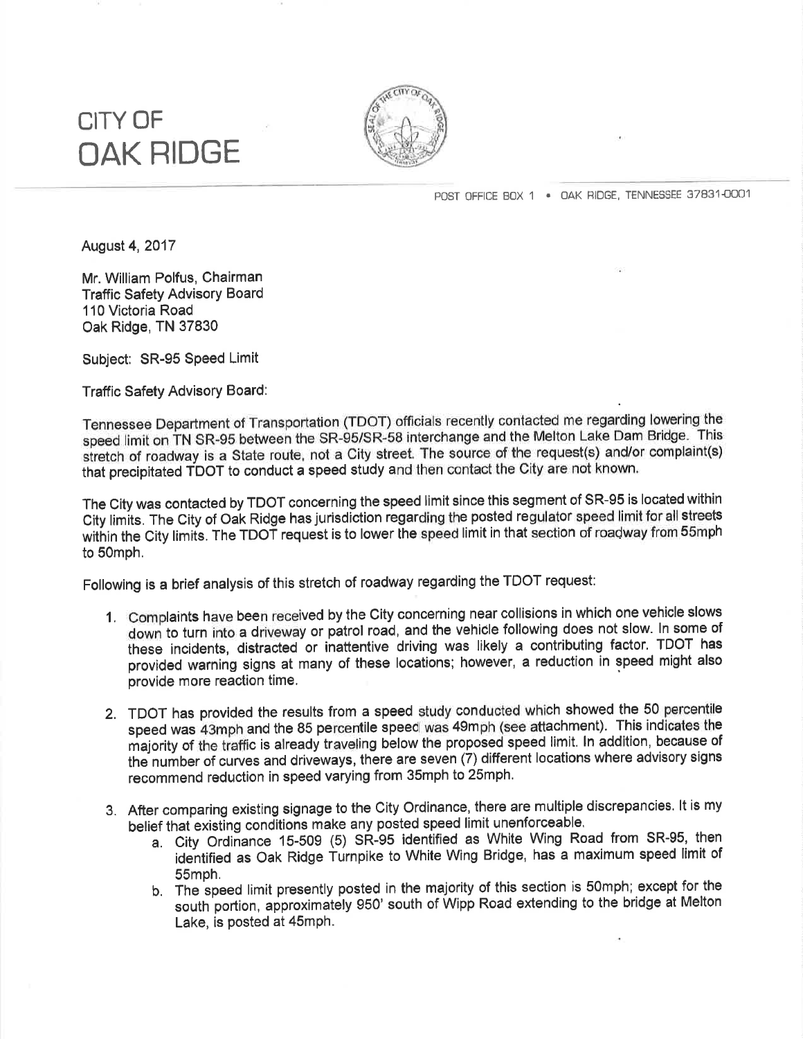# CITY OF OAK RIDGE

POST OFFICE BOX 1 • OAK RIDGE, TENNESSEE 37831-0001

August 4, 2017

Mr. William Polfus, Chairman
Traffic Safety Advisory Board
110 Victoria Road
Oak Ridge, TN 37830

Subject: SR-95 Speed Limit

Traffic Safety Advisory Board:

Tennessee Department of Transportation (TDOT) officials recently contacted me regarding lowering the speed limit on TN SR-95 between the SR-95/SR-58 interchange and the Melton Lake Dam Bridge. This stretch of roadway is a State route, not a City street. The source of the request(s) and/or complaint(s) that precipitated TDOT to conduct a speed study and then contact the City are not known.

The City was contacted by TDOT concerning the speed limit since this segment of SR-95 is located within City limits. The City of Oak Ridge has jurisdiction regarding the posted regulator speed limit for all streets within the City limits. The TDOT request is to lower the speed limit in that section of roadway from 55mph to 50mph.

Following is a brief analysis of this stretch of roadway regarding the TDOT request:

1. Complaints have been received by the City concerning near collisions in which one vehicle slows down to turn into a driveway or patrol road, and the vehicle following does not slow. In some of these incidents, distracted or inattentive driving was likely a contributing factor. TDOT has provided warning signs at many of these locations; however, a reduction in speed might also provide more reaction time.

2. TDOT has provided the results from a speed study conducted which showed the 50 percentile speed was 43mph and the 85 percentile speed was 49mph (see attachment). This indicates the majority of the traffic is already traveling below the proposed speed limit. In addition, because of the number of curves and driveways, there are seven (7) different locations where advisory signs recommend reduction in speed varying from 35mph to 25mph.

3. After comparing existing signage to the City Ordinance, there are multiple discrepancies. It is my belief that existing conditions make any posted speed limit unenforceable.
   a. City Ordinance 15-509 (5) SR-95 identified as White Wing Road from SR-95, then identified as Oak Ridge Turnpike to White Wing Bridge, has a maximum speed limit of 55mph.
   b. The speed limit presently posted in the majority of this section is 50mph; except for the south portion, approximately 950' south of Wipp Road extending to the bridge at Melton Lake, is posted at 45mph.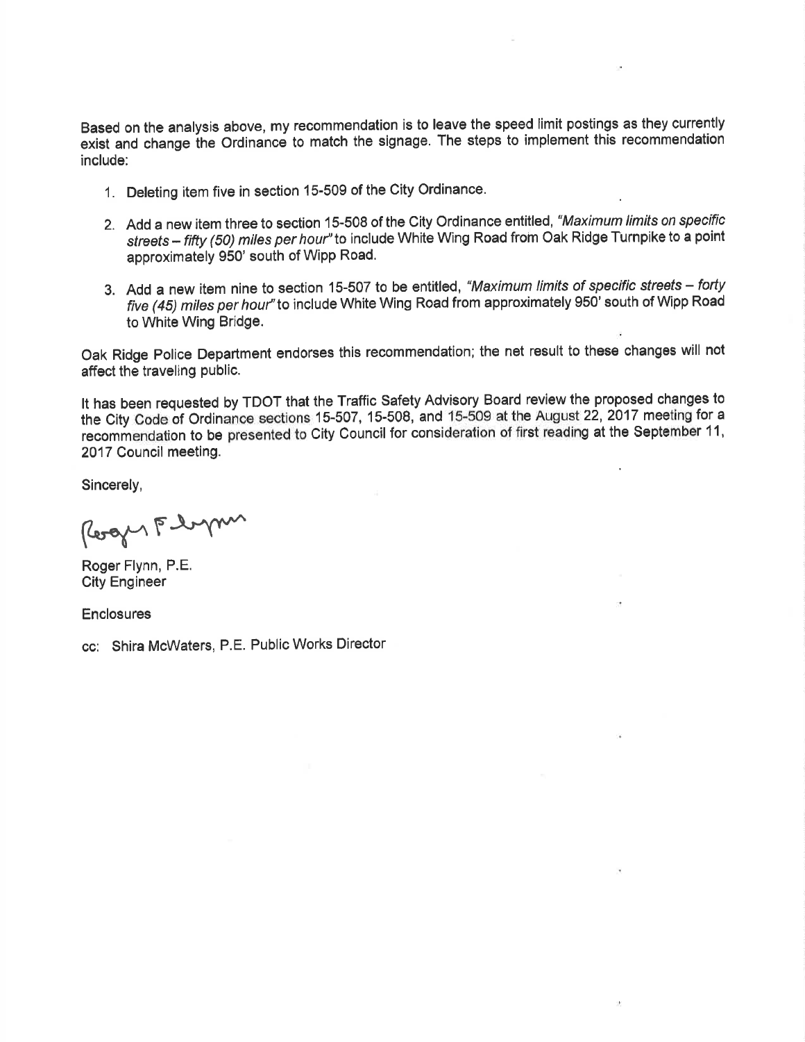Based on the analysis above, my recommendation is to leave the speed limit postings as they currently exist and change the Ordinance to match the signage. The steps to implement this recommendation include:

1. Deleting item five in section 15-509 of the City Ordinance.
2. Add a new item three to section 15-508 of the City Ordinance entitled, *"Maximum limits on specific streets – fifty (50) miles per hour"* to include White Wing Road from Oak Ridge Turnpike to a point approximately 950' south of Wipp Road.
3. Add a new item nine to section 15-507 to be entitled, *"Maximum limits of specific streets – forty five (45) miles per hour"* to include White Wing Road from approximately 950' south of Wipp Road to White Wing Bridge.

Oak Ridge Police Department endorses this recommendation; the net result to these changes will not affect the traveling public.

It has been requested by TDOT that the Traffic Safety Advisory Board review the proposed changes to the City Code of Ordinance sections 15-507, 15-508, and 15-509 at the August 22, 2017 meeting for a recommendation to be presented to City Council for consideration of first reading at the September 11, 2017 Council meeting.

Sincerely,

Roger Flynn

Roger Flynn, P.E.
City Engineer

Enclosures

cc: Shira McWaters, P.E. Public Works Director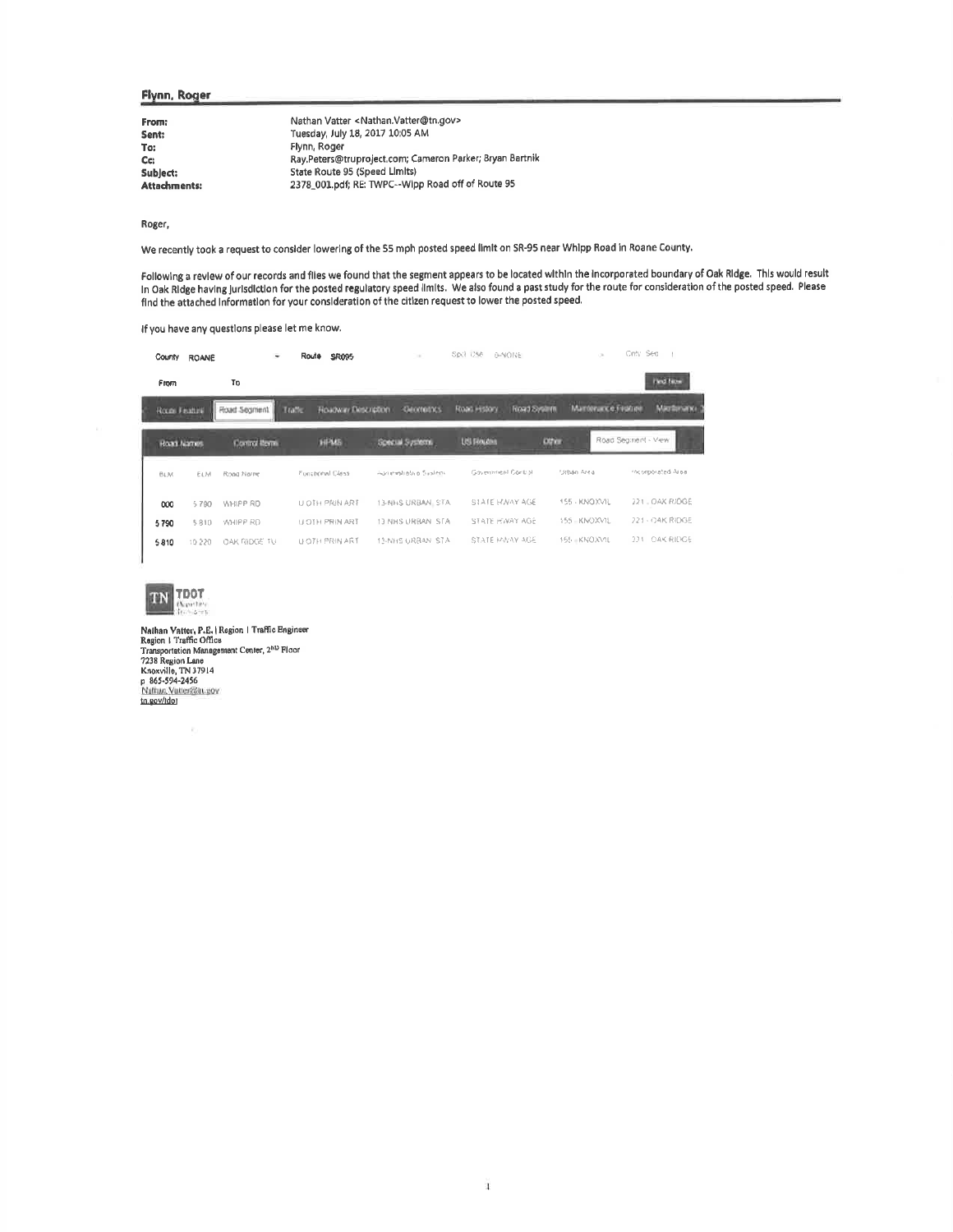**Flynn, Roger**

| | |
|---|---|
| **From:** | Nathan Vatter <Nathan.Vatter@tn.gov> |
| **Sent:** | Tuesday, July 18, 2017 10:05 AM |
| **To:** | Flynn, Roger |
| **Cc:** | Ray.Peters@truproject.com; Cameron Parker; Bryan Bartnik |
| **Subject:** | State Route 95 (Speed Limits) |
| **Attachments:** | 2378_001.pdf; RE: TWPC--Wipp Road off of Route 95 |

Roger,

We recently took a request to consider lowering of the 55 mph posted speed limit on SR-95 near Whipp Road in Roane County.

Following a review of our records and files we found that the segment appears to be located within the incorporated boundary of Oak Ridge. This would result in Oak Ridge having jurisdiction for the posted regulatory speed limits. We also found a past study for the route for consideration of the posted speed. Please find the attached information for your consideration of the citizen request to lower the posted speed.

If you have any questions please let me know.

County ROANE Route SR095 Spcl Cse 0-NONE Cnty Seq 1

From To Find Now

Route Feature | Road Segment | Traffic | Roadway Description | Geometrics | Road History | Road System | Maintenance Feature | Maintenance

Road Names | Control Items | HPMS | Special Systems | US Routes | Other | Road Segment - View

| BLM | ELM | Road Name | Functional Class | Administrative System | Government Control | Urban Area | Incorporated Area |
|---|---|---|---|---|---|---|---|
| 000 | 5.790 | WHIPP RD | U OTH PRIN ART | 13-NHS URBAN STA | STATE HWAY AGE | 155 - KNOXVIL | 221 - OAK RIDGE |
| 5.790 | 5.810 | WHIPP RD | U OTH PRIN ART | 13-NHS URBAN STA | STATE HWAY AGE | 155 - KNOXVIL | 221 - OAK RIDGE |
| 5.810 | 10.220 | OAK RIDGE TU | U OTH PRIN ART | 13-NHS URBAN STA | STATE HWAY AGE | 155 - KNOXVIL | 221 - OAK RIDGE |

TN TDOT

Nathan Vatter, P.E. | Region 1 Traffic Engineer
Region 1 Traffic Office
Transportation Management Center, 2ND Floor
7238 Region Lane
Knoxville, TN 37914
p 865-594-2456
Nathan.Vatter@tn.gov
tn.gov/tdot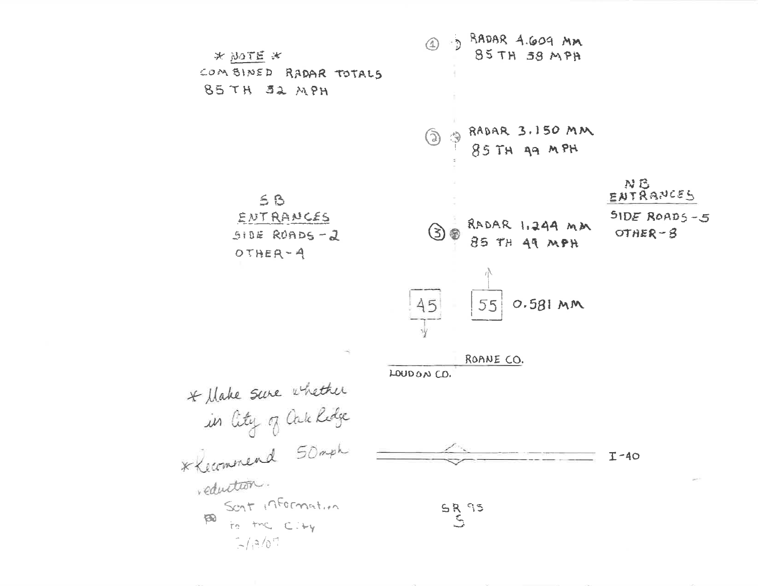\* NOTE \*
COMBINED RADAR TOTALS
85 TH 52 MPH

① RADAR 4.609 MM
85 TH 58 MPH

② RADAR 3.150 MM
85 TH 49 MPH

SB
ENTRANCES
SIDE ROADS - 2
OTHER - 4

NB
ENTRANCES
SIDE ROADS - 5
OTHER - 8

③ RADAR 1.244 MM
85 TH 49 MPH

45

55 0.581 MM

ROANE CO.

LOUDON CO.

I-40

SR 95
S

\* Make sure whether in City of Oak Ridge

\* Recommend 50mph reduction.

Sent information to the City 5/19/07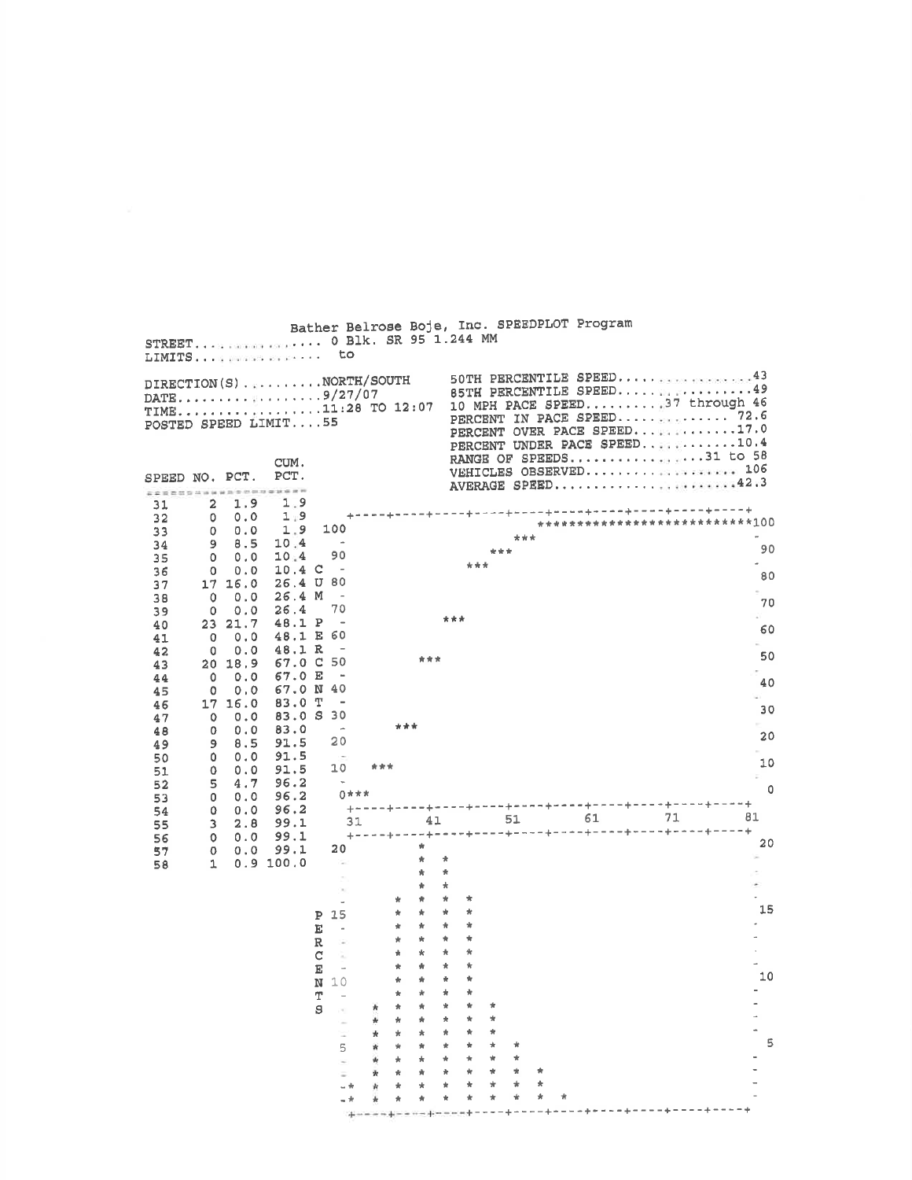Bather Belrose Boje, Inc. SPEEDPLOT Program

STREET............... 0 Blk. SR 95 1.244 MM
LIMITS............... to

DIRECTION(S)..........NORTH/SOUTH
DATE..................9/27/07
TIME..................11:28 TO 12:07
POSTED SPEED LIMIT....55

50TH PERCENTILE SPEED.................43
85TH PERCENTILE SPEED.................49
10 MPH PACE SPEED..........37 through 46
PERCENT IN PACE SPEED.............. 72.6
PERCENT OVER PACE SPEED.............17.0
PERCENT UNDER PACE SPEED............10.4
RANGE OF SPEEDS.................31 to 58
VEHICLES OBSERVED................... 106
AVERAGE SPEED.......................42.3

| SPEED | NO. | PCT. | CUM. PCT. |
|---|---|---|---|
| 31 | 2 | 1.9 | 1.9 |
| 32 | 0 | 0.0 | 1.9 |
| 33 | 0 | 0.0 | 1.9 |
| 34 | 9 | 8.5 | 10.4 |
| 35 | 0 | 0.0 | 10.4 |
| 36 | 0 | 0.0 | 10.4 |
| 37 | 17 | 16.0 | 26.4 |
| 38 | 0 | 0.0 | 26.4 |
| 39 | 0 | 0.0 | 26.4 |
| 40 | 23 | 21.7 | 48.1 |
| 41 | 0 | 0.0 | 48.1 |
| 42 | 0 | 0.0 | 48.1 |
| 43 | 20 | 18.9 | 67.0 |
| 44 | 0 | 0.0 | 67.0 |
| 45 | 0 | 0.0 | 67.0 |
| 46 | 17 | 16.0 | 83.0 |
| 47 | 0 | 0.0 | 83.0 |
| 48 | 0 | 0.0 | 83.0 |
| 49 | 9 | 8.5 | 91.5 |
| 50 | 0 | 0.0 | 91.5 |
| 51 | 0 | 0.0 | 91.5 |
| 52 | 5 | 4.7 | 96.2 |
| 53 | 0 | 0.0 | 96.2 |
| 54 | 0 | 0.0 | 96.2 |
| 55 | 3 | 2.8 | 99.1 |
| 56 | 0 | 0.0 | 99.1 |
| 57 | 0 | 0.0 | 99.1 |
| 58 | 1 | 0.9 | 100.0 |

CUM PERCENTS

100 90 80 70 60 50 40 30 20 10 0

31 41 51 61 71 81

PERCENTS

20 15 10 5